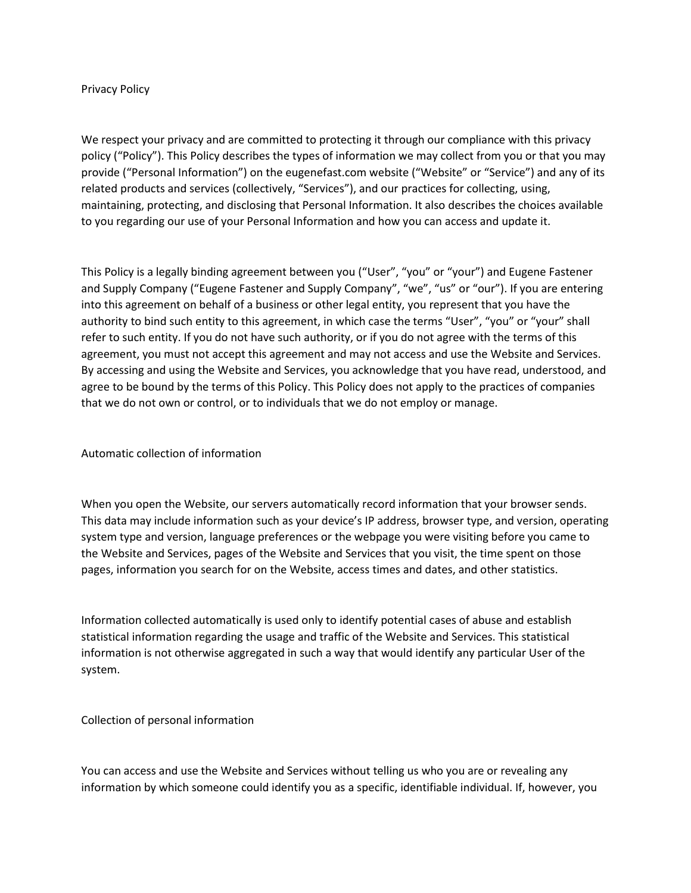# Privacy Policy

We respect your privacy and are committed to protecting it through our compliance with this privacy policy ("Policy"). This Policy describes the types of information we may collect from you or that you may provide ("Personal Information") on the eugenefast.com website ("Website" or "Service") and any of its related products and services (collectively, "Services"), and our practices for collecting, using, maintaining, protecting, and disclosing that Personal Information. It also describes the choices available to you regarding our use of your Personal Information and how you can access and update it.

This Policy is a legally binding agreement between you ("User", "you" or "your") and Eugene Fastener and Supply Company ("Eugene Fastener and Supply Company", "we", "us" or "our"). If you are entering into this agreement on behalf of a business or other legal entity, you represent that you have the authority to bind such entity to this agreement, in which case the terms "User", "you" or "your" shall refer to such entity. If you do not have such authority, or if you do not agree with the terms of this agreement, you must not accept this agreement and may not access and use the Website and Services. By accessing and using the Website and Services, you acknowledge that you have read, understood, and agree to be bound by the terms of this Policy. This Policy does not apply to the practices of companies that we do not own or control, or to individuals that we do not employ or manage.

## Automatic collection of information

When you open the Website, our servers automatically record information that your browser sends. This data may include information such as your device's IP address, browser type, and version, operating system type and version, language preferences or the webpage you were visiting before you came to the Website and Services, pages of the Website and Services that you visit, the time spent on those pages, information you search for on the Website, access times and dates, and other statistics.

Information collected automatically is used only to identify potential cases of abuse and establish statistical information regarding the usage and traffic of the Website and Services. This statistical information is not otherwise aggregated in such a way that would identify any particular User of the system.

## Collection of personal information

You can access and use the Website and Services without telling us who you are or revealing any information by which someone could identify you as a specific, identifiable individual. If, however, you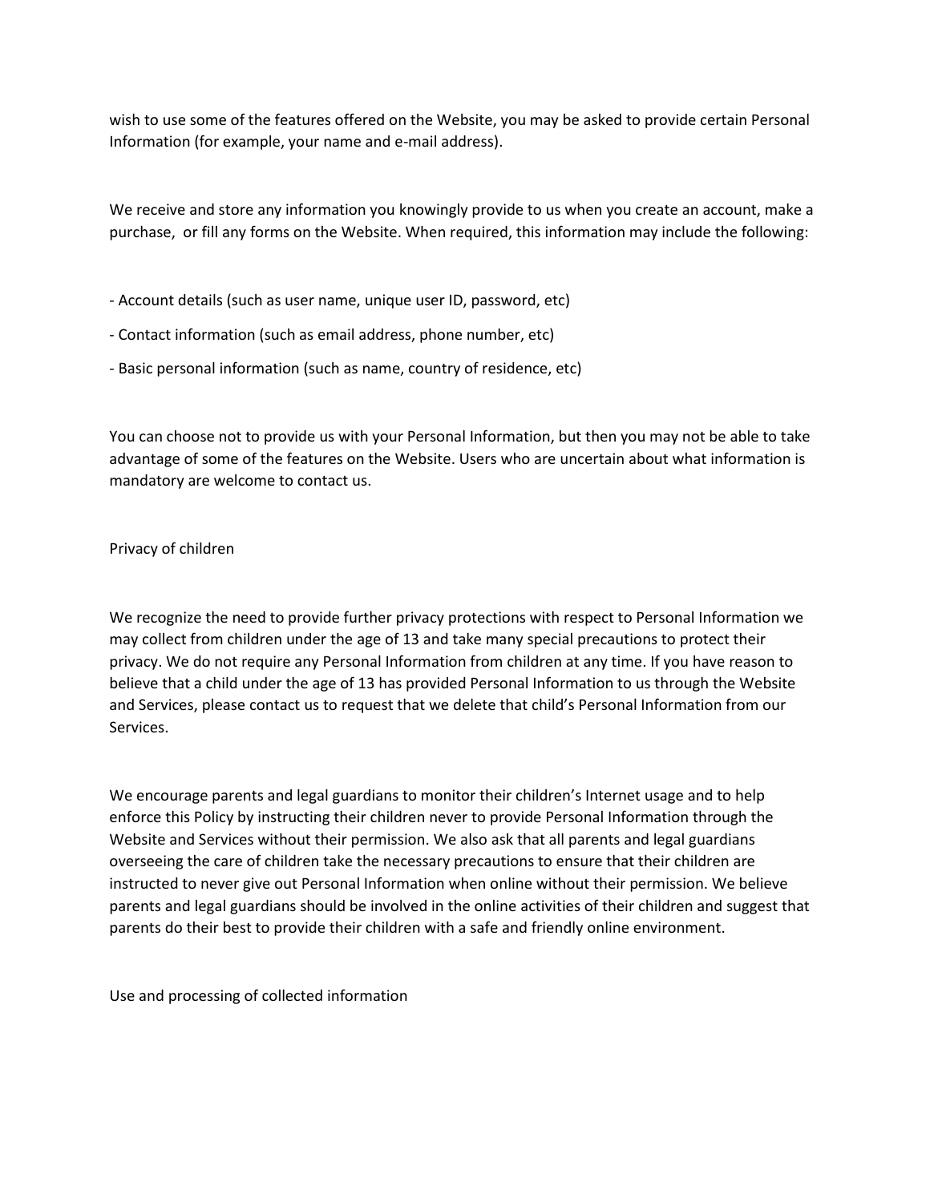wish to use some of the features offered on the Website, you may be asked to provide certain Personal Information (for example, your name and e-mail address).

We receive and store any information you knowingly provide to us when you create an account, make a purchase, or fill any forms on the Website. When required, this information may include the following:

- Account details (such as user name, unique user ID, password, etc)
- Contact information (such as email address, phone number, etc)
- Basic personal information (such as name, country of residence, etc)

You can choose not to provide us with your Personal Information, but then you may not be able to take advantage of some of the features on the Website. Users who are uncertain about what information is mandatory are welcome to contact us.

## Privacy of children

We recognize the need to provide further privacy protections with respect to Personal Information we may collect from children under the age of 13 and take many special precautions to protect their privacy. We do not require any Personal Information from children at any time. If you have reason to believe that a child under the age of 13 has provided Personal Information to us through the Website and Services, please contact us to request that we delete that child's Personal Information from our Services.

We encourage parents and legal guardians to monitor their children's Internet usage and to help enforce this Policy by instructing their children never to provide Personal Information through the Website and Services without their permission. We also ask that all parents and legal guardians overseeing the care of children take the necessary precautions to ensure that their children are instructed to never give out Personal Information when online without their permission. We believe parents and legal guardians should be involved in the online activities of their children and suggest that parents do their best to provide their children with a safe and friendly online environment.

## Use and processing of collected information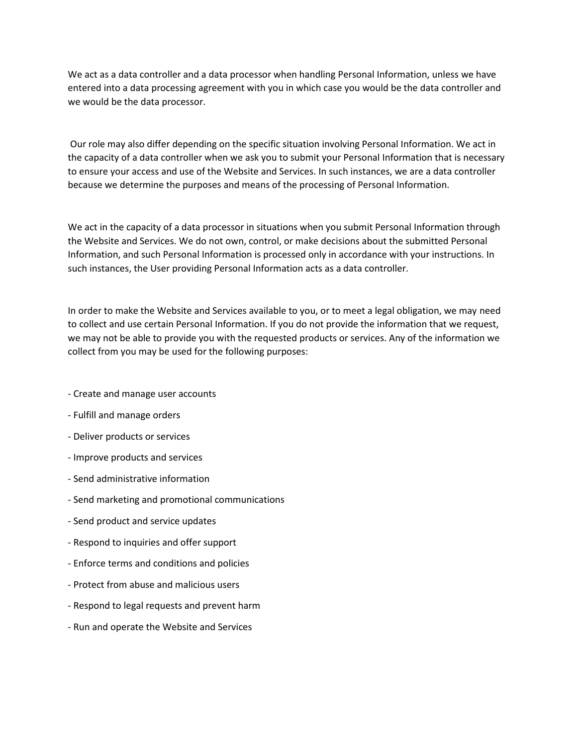We act as a data controller and a data processor when handling Personal Information, unless we have entered into a data processing agreement with you in which case you would be the data controller and we would be the data processor.

Our role may also differ depending on the specific situation involving Personal Information. We act in the capacity of a data controller when we ask you to submit your Personal Information that is necessary to ensure your access and use of the Website and Services. In such instances, we are a data controller because we determine the purposes and means of the processing of Personal Information.

We act in the capacity of a data processor in situations when you submit Personal Information through the Website and Services. We do not own, control, or make decisions about the submitted Personal Information, and such Personal Information is processed only in accordance with your instructions. In such instances, the User providing Personal Information acts as a data controller.

In order to make the Website and Services available to you, or to meet a legal obligation, we may need to collect and use certain Personal Information. If you do not provide the information that we request, we may not be able to provide you with the requested products or services. Any of the information we collect from you may be used for the following purposes:

- Create and manage user accounts
- Fulfill and manage orders
- Deliver products or services
- Improve products and services
- Send administrative information
- Send marketing and promotional communications
- Send product and service updates
- Respond to inquiries and offer support
- Enforce terms and conditions and policies
- Protect from abuse and malicious users
- Respond to legal requests and prevent harm
- Run and operate the Website and Services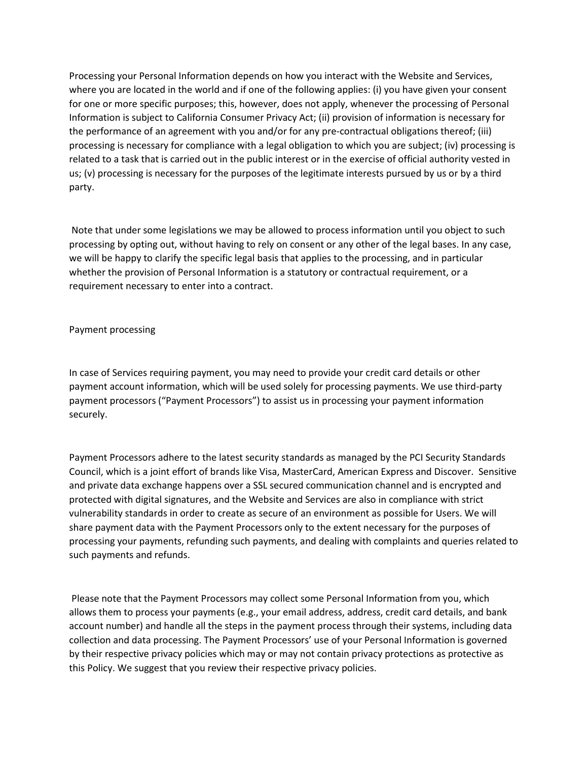Processing your Personal Information depends on how you interact with the Website and Services, where you are located in the world and if one of the following applies: (i) you have given your consent for one or more specific purposes; this, however, does not apply, whenever the processing of Personal Information is subject to California Consumer Privacy Act; (ii) provision of information is necessary for the performance of an agreement with you and/or for any pre-contractual obligations thereof; (iii) processing is necessary for compliance with a legal obligation to which you are subject; (iv) processing is related to a task that is carried out in the public interest or in the exercise of official authority vested in us; (v) processing is necessary for the purposes of the legitimate interests pursued by us or by a third party.

Note that under some legislations we may be allowed to process information until you object to such processing by opting out, without having to rely on consent or any other of the legal bases. In any case, we will be happy to clarify the specific legal basis that applies to the processing, and in particular whether the provision of Personal Information is a statutory or contractual requirement, or a requirement necessary to enter into a contract.

## Payment processing

In case of Services requiring payment, you may need to provide your credit card details or other payment account information, which will be used solely for processing payments. We use third-party payment processors ("Payment Processors") to assist us in processing your payment information securely.

Payment Processors adhere to the latest security standards as managed by the PCI Security Standards Council, which is a joint effort of brands like Visa, MasterCard, American Express and Discover. Sensitive and private data exchange happens over a SSL secured communication channel and is encrypted and protected with digital signatures, and the Website and Services are also in compliance with strict vulnerability standards in order to create as secure of an environment as possible for Users. We will share payment data with the Payment Processors only to the extent necessary for the purposes of processing your payments, refunding such payments, and dealing with complaints and queries related to such payments and refunds.

Please note that the Payment Processors may collect some Personal Information from you, which allows them to process your payments (e.g., your email address, address, credit card details, and bank account number) and handle all the steps in the payment process through their systems, including data collection and data processing. The Payment Processors' use of your Personal Information is governed by their respective privacy policies which may or may not contain privacy protections as protective as this Policy. We suggest that you review their respective privacy policies.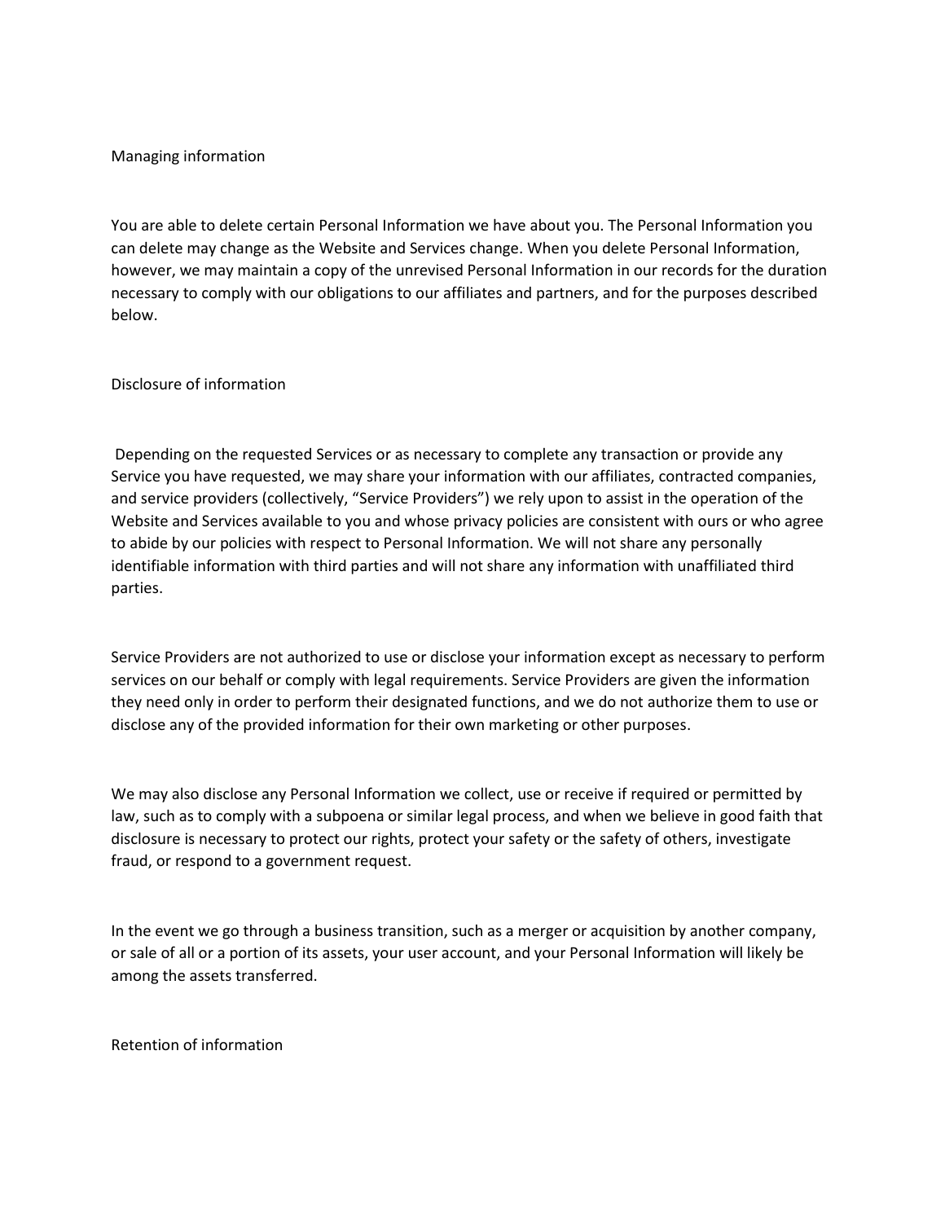## Managing information

You are able to delete certain Personal Information we have about you. The Personal Information you can delete may change as the Website and Services change. When you delete Personal Information, however, we may maintain a copy of the unrevised Personal Information in our records for the duration necessary to comply with our obligations to our affiliates and partners, and for the purposes described below.

## Disclosure of information

Depending on the requested Services or as necessary to complete any transaction or provide any Service you have requested, we may share your information with our affiliates, contracted companies, and service providers (collectively, "Service Providers") we rely upon to assist in the operation of the Website and Services available to you and whose privacy policies are consistent with ours or who agree to abide by our policies with respect to Personal Information. We will not share any personally identifiable information with third parties and will not share any information with unaffiliated third parties.

Service Providers are not authorized to use or disclose your information except as necessary to perform services on our behalf or comply with legal requirements. Service Providers are given the information they need only in order to perform their designated functions, and we do not authorize them to use or disclose any of the provided information for their own marketing or other purposes.

We may also disclose any Personal Information we collect, use or receive if required or permitted by law, such as to comply with a subpoena or similar legal process, and when we believe in good faith that disclosure is necessary to protect our rights, protect your safety or the safety of others, investigate fraud, or respond to a government request.

In the event we go through a business transition, such as a merger or acquisition by another company, or sale of all or a portion of its assets, your user account, and your Personal Information will likely be among the assets transferred.

## Retention of information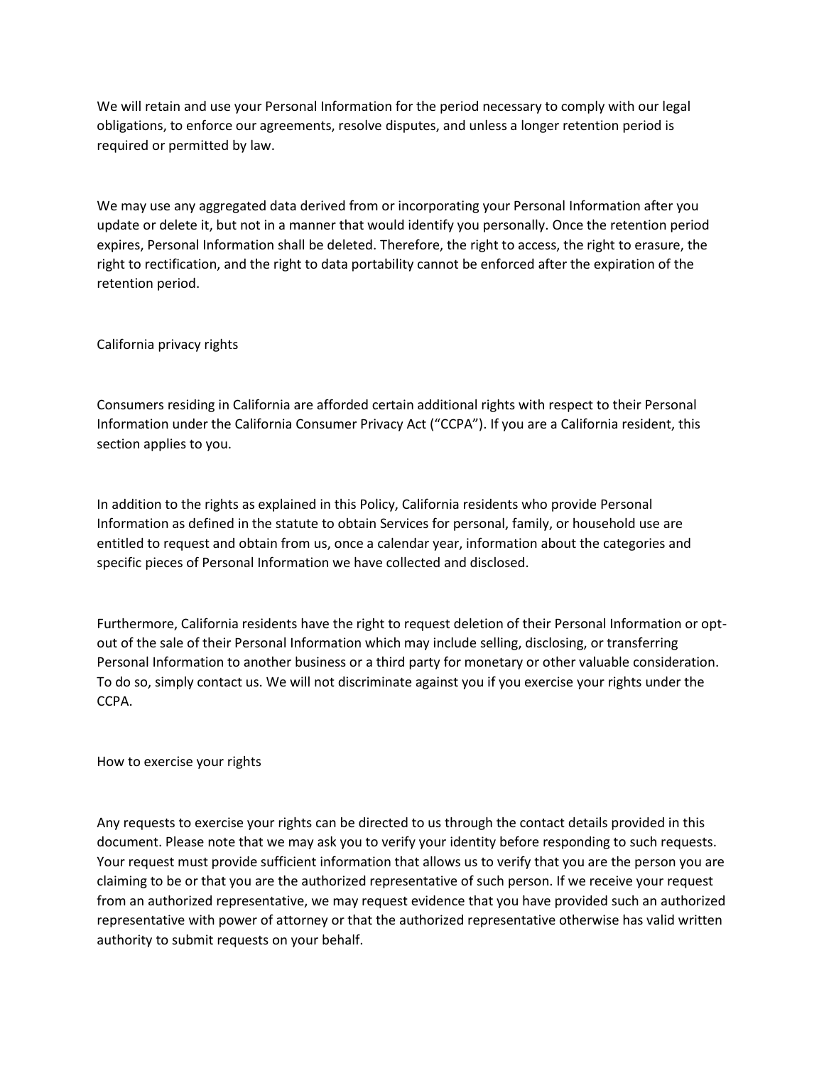We will retain and use your Personal Information for the period necessary to comply with our legal obligations, to enforce our agreements, resolve disputes, and unless a longer retention period is required or permitted by law.

We may use any aggregated data derived from or incorporating your Personal Information after you update or delete it, but not in a manner that would identify you personally. Once the retention period expires, Personal Information shall be deleted. Therefore, the right to access, the right to erasure, the right to rectification, and the right to data portability cannot be enforced after the expiration of the retention period.

## California privacy rights

Consumers residing in California are afforded certain additional rights with respect to their Personal Information under the California Consumer Privacy Act ("CCPA"). If you are a California resident, this section applies to you.

In addition to the rights as explained in this Policy, California residents who provide Personal Information as defined in the statute to obtain Services for personal, family, or household use are entitled to request and obtain from us, once a calendar year, information about the categories and specific pieces of Personal Information we have collected and disclosed.

Furthermore, California residents have the right to request deletion of their Personal Information or opt-out of the sale of their Personal Information which may include selling, disclosing, or transferring Personal Information to another business or a third party for monetary or other valuable consideration. To do so, simply contact us. We will not discriminate against you if you exercise your rights under the CCPA.

## How to exercise your rights

Any requests to exercise your rights can be directed to us through the contact details provided in this document. Please note that we may ask you to verify your identity before responding to such requests. Your request must provide sufficient information that allows us to verify that you are the person you are claiming to be or that you are the authorized representative of such person. If we receive your request from an authorized representative, we may request evidence that you have provided such an authorized representative with power of attorney or that the authorized representative otherwise has valid written authority to submit requests on your behalf.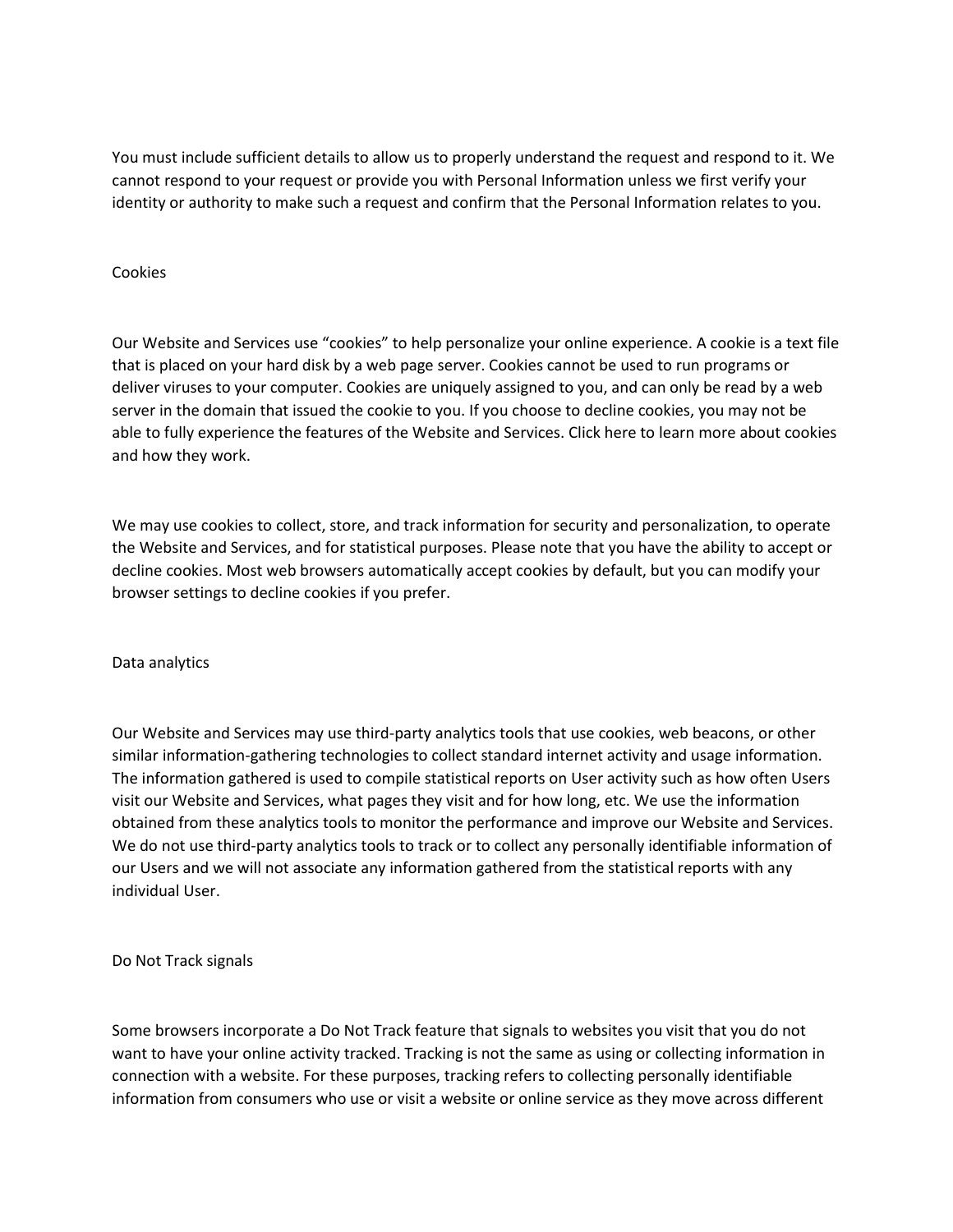You must include sufficient details to allow us to properly understand the request and respond to it. We cannot respond to your request or provide you with Personal Information unless we first verify your identity or authority to make such a request and confirm that the Personal Information relates to you.

## Cookies

Our Website and Services use “cookies” to help personalize your online experience. A cookie is a text file that is placed on your hard disk by a web page server. Cookies cannot be used to run programs or deliver viruses to your computer. Cookies are uniquely assigned to you, and can only be read by a web server in the domain that issued the cookie to you. If you choose to decline cookies, you may not be able to fully experience the features of the Website and Services. Click here to learn more about cookies and how they work.

We may use cookies to collect, store, and track information for security and personalization, to operate the Website and Services, and for statistical purposes. Please note that you have the ability to accept or decline cookies. Most web browsers automatically accept cookies by default, but you can modify your browser settings to decline cookies if you prefer.

## Data analytics

Our Website and Services may use third-party analytics tools that use cookies, web beacons, or other similar information-gathering technologies to collect standard internet activity and usage information. The information gathered is used to compile statistical reports on User activity such as how often Users visit our Website and Services, what pages they visit and for how long, etc. We use the information obtained from these analytics tools to monitor the performance and improve our Website and Services. We do not use third-party analytics tools to track or to collect any personally identifiable information of our Users and we will not associate any information gathered from the statistical reports with any individual User.

## Do Not Track signals

Some browsers incorporate a Do Not Track feature that signals to websites you visit that you do not want to have your online activity tracked. Tracking is not the same as using or collecting information in connection with a website. For these purposes, tracking refers to collecting personally identifiable information from consumers who use or visit a website or online service as they move across different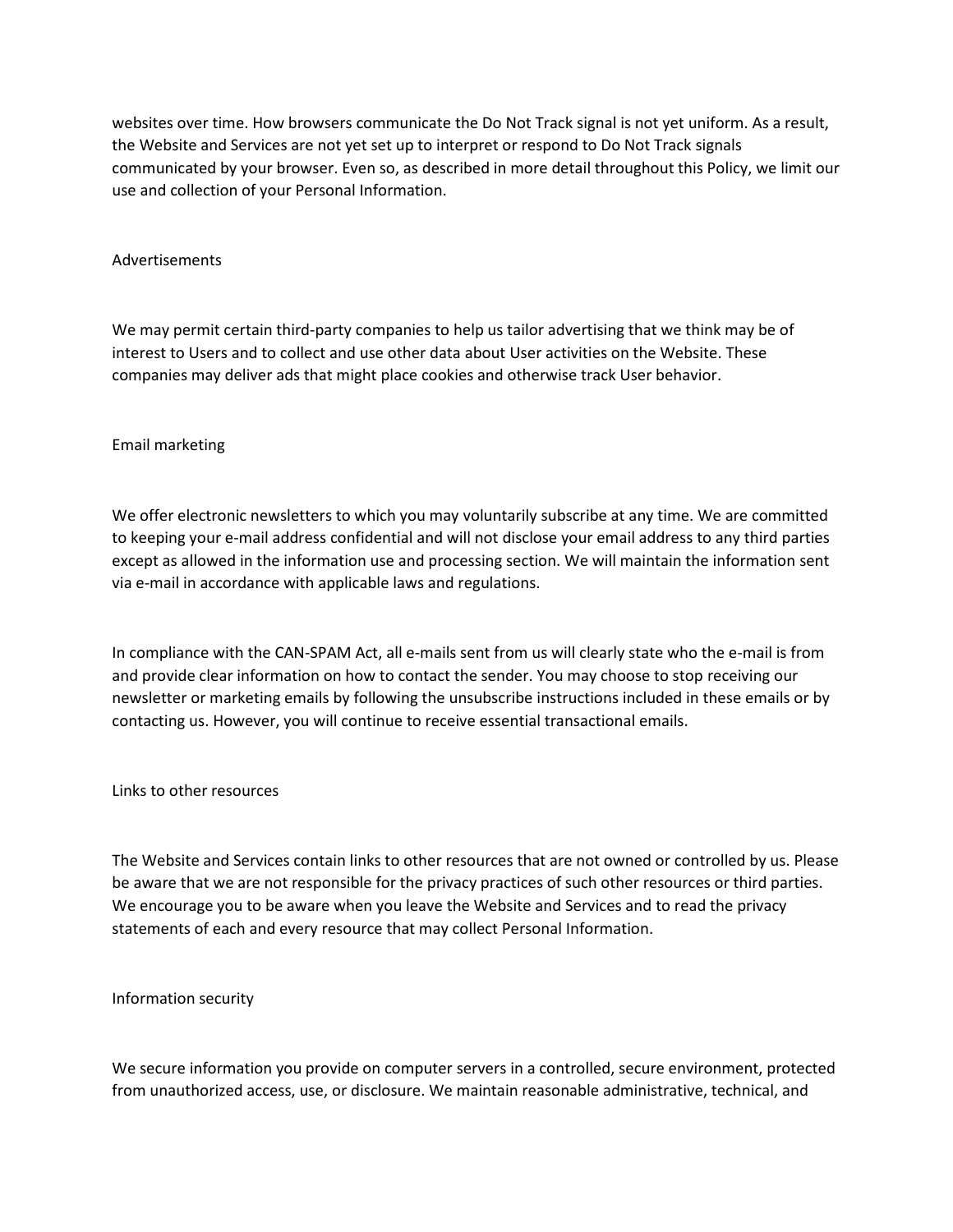websites over time. How browsers communicate the Do Not Track signal is not yet uniform. As a result, the Website and Services are not yet set up to interpret or respond to Do Not Track signals communicated by your browser. Even so, as described in more detail throughout this Policy, we limit our use and collection of your Personal Information.

## Advertisements

We may permit certain third-party companies to help us tailor advertising that we think may be of interest to Users and to collect and use other data about User activities on the Website. These companies may deliver ads that might place cookies and otherwise track User behavior.

## Email marketing

We offer electronic newsletters to which you may voluntarily subscribe at any time. We are committed to keeping your e-mail address confidential and will not disclose your email address to any third parties except as allowed in the information use and processing section. We will maintain the information sent via e-mail in accordance with applicable laws and regulations.

In compliance with the CAN-SPAM Act, all e-mails sent from us will clearly state who the e-mail is from and provide clear information on how to contact the sender. You may choose to stop receiving our newsletter or marketing emails by following the unsubscribe instructions included in these emails or by contacting us. However, you will continue to receive essential transactional emails.

## Links to other resources

The Website and Services contain links to other resources that are not owned or controlled by us. Please be aware that we are not responsible for the privacy practices of such other resources or third parties. We encourage you to be aware when you leave the Website and Services and to read the privacy statements of each and every resource that may collect Personal Information.

## Information security

We secure information you provide on computer servers in a controlled, secure environment, protected from unauthorized access, use, or disclosure. We maintain reasonable administrative, technical, and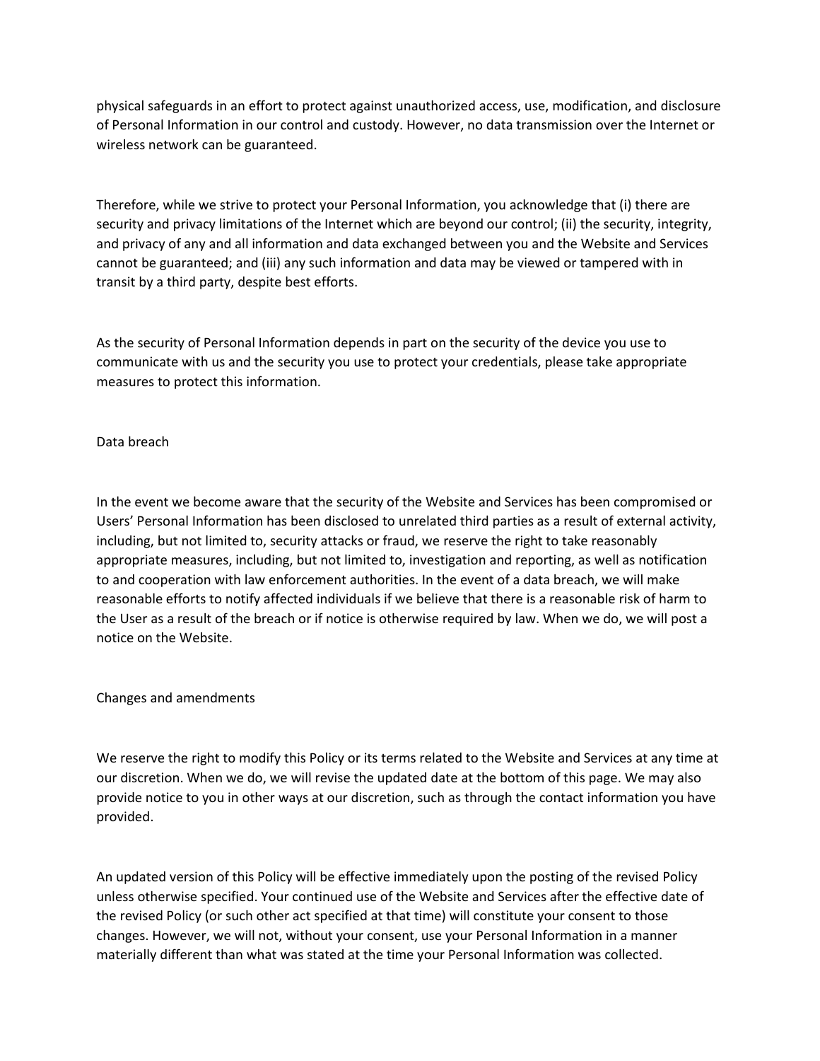physical safeguards in an effort to protect against unauthorized access, use, modification, and disclosure of Personal Information in our control and custody. However, no data transmission over the Internet or wireless network can be guaranteed.

Therefore, while we strive to protect your Personal Information, you acknowledge that (i) there are security and privacy limitations of the Internet which are beyond our control; (ii) the security, integrity, and privacy of any and all information and data exchanged between you and the Website and Services cannot be guaranteed; and (iii) any such information and data may be viewed or tampered with in transit by a third party, despite best efforts.

As the security of Personal Information depends in part on the security of the device you use to communicate with us and the security you use to protect your credentials, please take appropriate measures to protect this information.

## Data breach

In the event we become aware that the security of the Website and Services has been compromised or Users' Personal Information has been disclosed to unrelated third parties as a result of external activity, including, but not limited to, security attacks or fraud, we reserve the right to take reasonably appropriate measures, including, but not limited to, investigation and reporting, as well as notification to and cooperation with law enforcement authorities. In the event of a data breach, we will make reasonable efforts to notify affected individuals if we believe that there is a reasonable risk of harm to the User as a result of the breach or if notice is otherwise required by law. When we do, we will post a notice on the Website.

## Changes and amendments

We reserve the right to modify this Policy or its terms related to the Website and Services at any time at our discretion. When we do, we will revise the updated date at the bottom of this page. We may also provide notice to you in other ways at our discretion, such as through the contact information you have provided.

An updated version of this Policy will be effective immediately upon the posting of the revised Policy unless otherwise specified. Your continued use of the Website and Services after the effective date of the revised Policy (or such other act specified at that time) will constitute your consent to those changes. However, we will not, without your consent, use your Personal Information in a manner materially different than what was stated at the time your Personal Information was collected.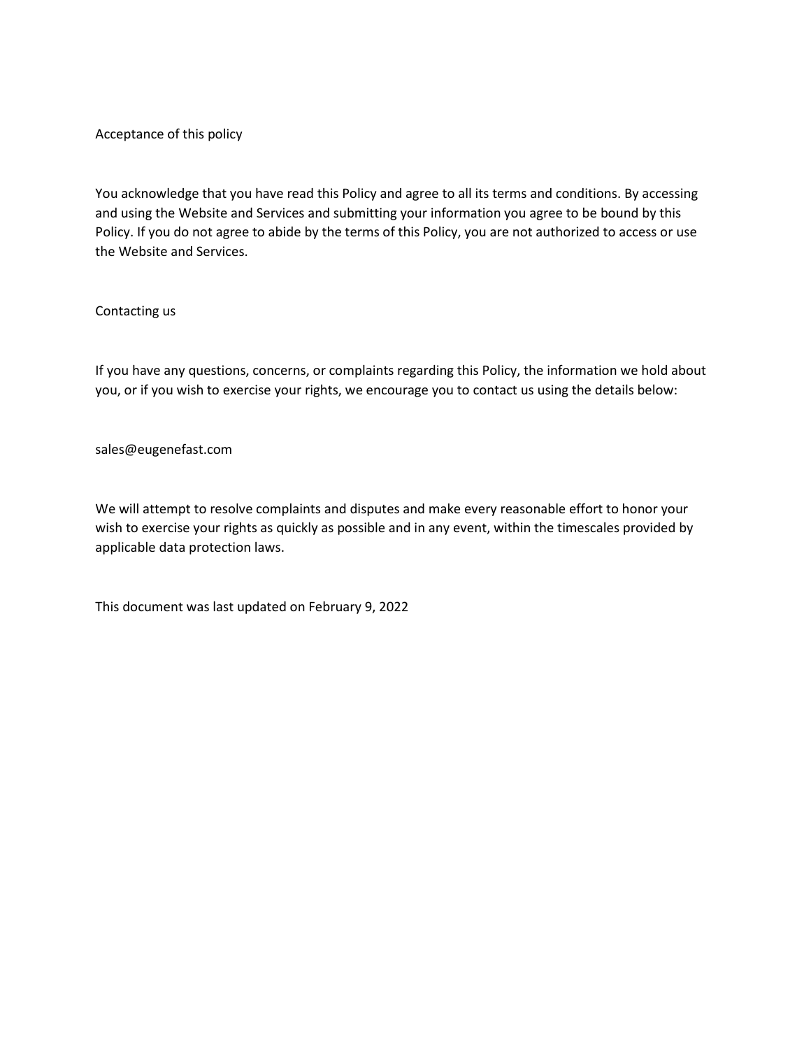## Acceptance of this policy

You acknowledge that you have read this Policy and agree to all its terms and conditions. By accessing and using the Website and Services and submitting your information you agree to be bound by this Policy. If you do not agree to abide by the terms of this Policy, you are not authorized to access or use the Website and Services.

## Contacting us

If you have any questions, concerns, or complaints regarding this Policy, the information we hold about you, or if you wish to exercise your rights, we encourage you to contact us using the details below:

sales@eugenefast.com

We will attempt to resolve complaints and disputes and make every reasonable effort to honor your wish to exercise your rights as quickly as possible and in any event, within the timescales provided by applicable data protection laws.

This document was last updated on February 9, 2022